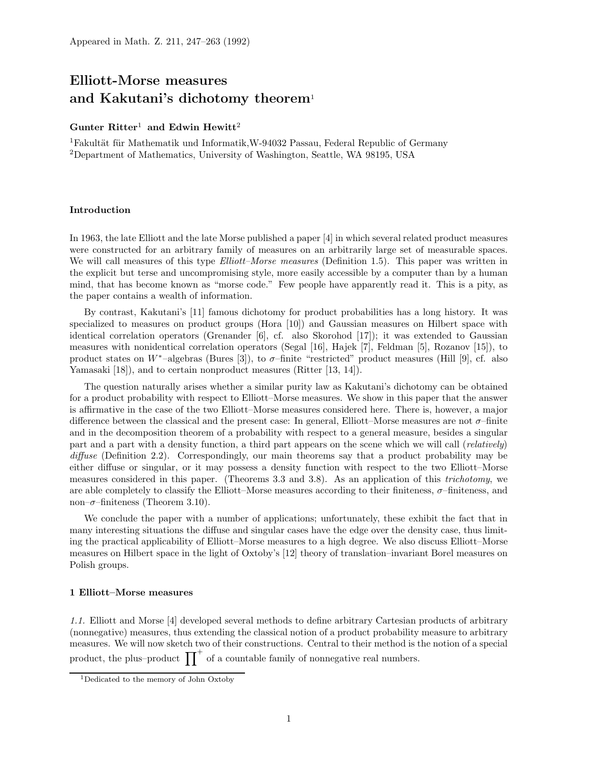Appeared in Math. Z. 211, 247–263 (1992)

# Elliott-Morse measures and Kakutani's dichotomy theorem[1]

**Gunter Ritter**[1] **and Edwin Hewitt**[2]

[1]Fakultät für Mathematik und Informatik,W-94032 Passau, Federal Republic of Germany
[2]Department of Mathematics, University of Washington, Seattle, WA 98195, USA

### Introduction

In 1963, the late Elliott and the late Morse published a paper [4] in which several related product measures were constructed for an arbitrary family of measures on an arbitrarily large set of measurable spaces. We will call measures of this type *Elliott–Morse measures* (Definition 1.5). This paper was written in the explicit but terse and uncompromising style, more easily accessible by a computer than by a human mind, that has become known as "morse code." Few people have apparently read it. This is a pity, as the paper contains a wealth of information.

By contrast, Kakutani's [11] famous dichotomy for product probabilities has a long history. It was specialized to measures on product groups (Hora [10]) and Gaussian measures on Hilbert space with identical correlation operators (Grenander [6], cf. also Skorohod [17]); it was extended to Gaussian measures with nonidentical correlation operators (Segal [16], Hajek [7], Feldman [5], Rozanov [15]), to product states on $W^*$–algebras (Bures [3]), to $\sigma$–finite "restricted" product measures (Hill [9], cf. also Yamasaki [18]), and to certain nonproduct measures (Ritter [13, 14]).

The question naturally arises whether a similar purity law as Kakutani's dichotomy can be obtained for a product probability with respect to Elliott–Morse measures. We show in this paper that the answer is affirmative in the case of the two Elliott–Morse measures considered here. There is, however, a major difference between the classical and the present case: In general, Elliott–Morse measures are not $\sigma$–finite and in the decomposition theorem of a probability with respect to a general measure, besides a singular part and a part with a density function, a third part appears on the scene which we will call (*relatively*) *diffuse* (Definition 2.2). Correspondingly, our main theorems say that a product probability may be either diffuse or singular, or it may possess a density function with respect to the two Elliott–Morse measures considered in this paper. (Theorems 3.3 and 3.8). As an application of this *trichotomy*, we are able completely to classify the Elliott–Morse measures according to their finiteness, $\sigma$–finiteness, and non–$\sigma$–finiteness (Theorem 3.10).

We conclude the paper with a number of applications; unfortunately, these exhibit the fact that in many interesting situations the diffuse and singular cases have the edge over the density case, thus limiting the practical applicability of Elliott–Morse measures to a high degree. We also discuss Elliott–Morse measures on Hilbert space in the light of Oxtoby's [12] theory of translation–invariant Borel measures on Polish groups.

### 1 Elliott–Morse measures

*1.1.* Elliott and Morse [4] developed several methods to define arbitrary Cartesian products of arbitrary (nonnegative) measures, thus extending the classical notion of a product probability measure to arbitrary measures. We will now sketch two of their constructions. Central to their method is the notion of a special product, the plus–product $\prod^{+}$ of a countable family of nonnegative real numbers.

[1]Dedicated to the memory of John Oxtoby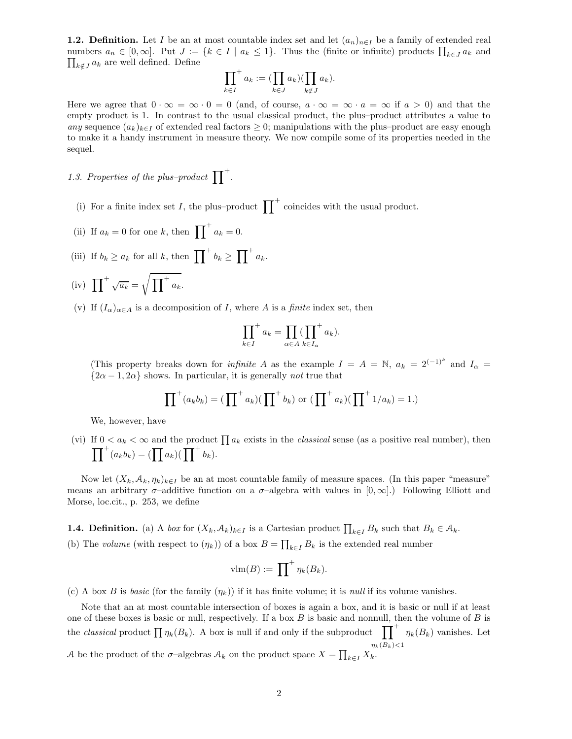**1.2. Definition.** Let $I$ be an at most countable index set and let $(a_n)_{n\in I}$ be a family of extended real numbers $a_n \in [0,\infty]$. Put $J := \{k \in I \mid a_k \leq 1\}$. Thus the (finite or infinite) products $\prod_{k\in J} a_k$ and $\prod_{k\notin J} a_k$ are well defined. Define

$$\prod_{k\in I}^{+} a_k := (\prod_{k\in J} a_k)(\prod_{k\notin J} a_k).$$

Here we agree that $0 \cdot \infty = \infty \cdot 0 = 0$ (and, of course, $a \cdot \infty = \infty \cdot a = \infty$ if $a > 0$) and that the empty product is 1. In contrast to the usual classical product, the plus–product attributes a value to *any* sequence $(a_k)_{k\in I}$ of extended real factors $\geq 0$; manipulations with the plus–product are easy enough to make it a handy instrument in measure theory. We now compile some of its properties needed in the sequel.

*1.3. Properties of the plus–product* $\prod^{+}$.

(i) For a finite index set $I$, the plus–product $\prod^{+}$ coincides with the usual product.

(ii) If $a_k = 0$ for one $k$, then $\prod^{+} a_k = 0$.

(iii) If $b_k \geq a_k$ for all $k$, then $\prod^{+} b_k \geq \prod^{+} a_k$.

(iv) $\prod^{+} \sqrt{a_k} = \sqrt{\prod^{+} a_k}$.

(v) If $(I_\alpha)_{\alpha\in A}$ is a decomposition of $I$, where $A$ is a *finite* index set, then

$$\prod_{k\in I}^{+} a_k = \prod_{\alpha\in A} (\prod_{k\in I_\alpha}^{+} a_k).$$

(This property breaks down for *infinite* $A$ as the example $I = A = \mathbb{N}$, $a_k = 2^{(-1)^k}$ and $I_\alpha = \{2\alpha - 1, 2\alpha\}$ shows. In particular, it is generally *not* true that

$$\prod^{+} (a_k b_k) = (\prod^{+} a_k)(\prod^{+} b_k) \text{ or } (\prod^{+} a_k)(\prod^{+} 1/a_k) = 1.)$$

We, however, have

(vi) If $0 < a_k < \infty$ and the product $\prod a_k$ exists in the *classical* sense (as a positive real number), then $\prod^{+}(a_k b_k) = (\prod a_k)(\prod^{+} b_k)$.

Now let $(X_k, \mathcal{A}_k, \eta_k)_{k\in I}$ be an at most countable family of measure spaces. (In this paper "measure" means an arbitrary $\sigma$–additive function on a $\sigma$–algebra with values in $[0,\infty]$.) Following Elliott and Morse, loc.cit., p. 253, we define

**1.4. Definition.** (a) A *box* for $(X_k, \mathcal{A}_k)_{k\in I}$ is a Cartesian product $\prod_{k\in I} B_k$ such that $B_k \in \mathcal{A}_k$.
(b) The *volume* (with respect to $(\eta_k)$) of a box $B = \prod_{k\in I} B_k$ is the extended real number

$$\mathrm{vlm}(B) := \prod^{+} \eta_k(B_k).$$

(c) A box $B$ is *basic* (for the family $(\eta_k)$) if it has finite volume; it is *null* if its volume vanishes.

Note that an at most countable intersection of boxes is again a box, and it is basic or null if at least one of these boxes is basic or null, respectively. If a box $B$ is basic and nonnull, then the volume of $B$ is the *classical* product $\prod \eta_k(B_k)$. A box is null if and only if the subproduct $\prod^{+}_{\eta_k(B_k)<1} \eta_k(B_k)$ vanishes. Let $\mathcal{A}$ be the product of the $\sigma$–algebras $\mathcal{A}_k$ on the product space $X = \prod_{k\in I} X_k$.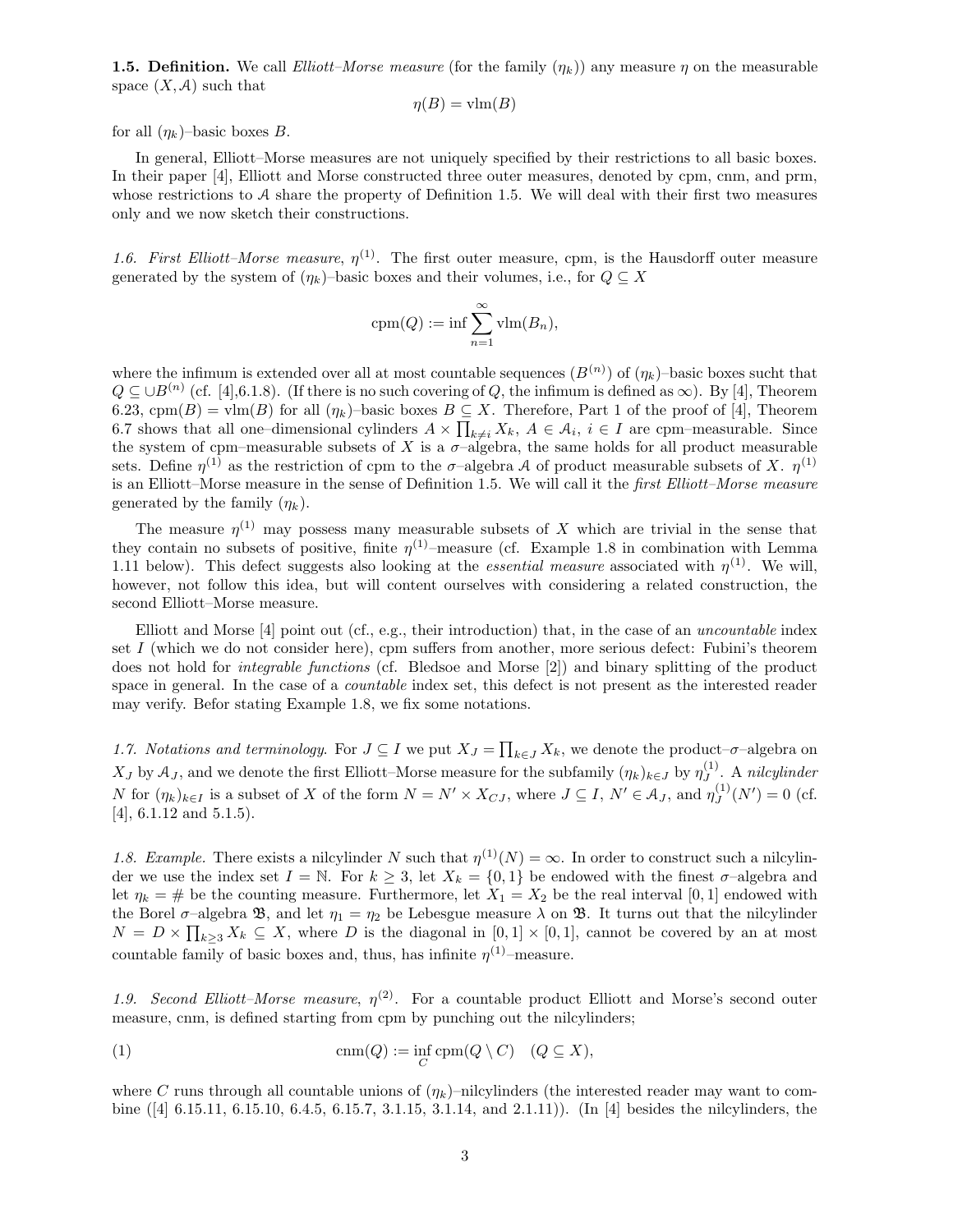**1.5. Definition.** We call *Elliott–Morse measure* (for the family $(\eta_k)$) any measure $\eta$ on the measurable space $(X, \mathcal{A})$ such that

$$\eta(B) = \mathrm{vlm}(B)$$

for all $(\eta_k)$–basic boxes $B$.

In general, Elliott–Morse measures are not uniquely specified by their restrictions to all basic boxes. In their paper [4], Elliott and Morse constructed three outer measures, denoted by cpm, cnm, and prm, whose restrictions to $\mathcal{A}$ share the property of Definition 1.5. We will deal with their first two measures only and we now sketch their constructions.

*1.6. First Elliott–Morse measure, $\eta^{(1)}$.* The first outer measure, cpm, is the Hausdorff outer measure generated by the system of $(\eta_k)$–basic boxes and their volumes, i.e., for $Q \subseteq X$

$$\mathrm{cpm}(Q) := \inf \sum_{n=1}^{\infty} \mathrm{vlm}(B_n),$$

where the infimum is extended over all at most countable sequences $(B^{(n)})$ of $(\eta_k)$–basic boxes sucht that $Q \subseteq \cup B^{(n)}$ (cf. [4],6.1.8). (If there is no such covering of $Q$, the infimum is defined as $\infty$). By [4], Theorem 6.23, $\mathrm{cpm}(B) = \mathrm{vlm}(B)$ for all $(\eta_k)$–basic boxes $B \subseteq X$. Therefore, Part 1 of the proof of [4], Theorem 6.7 shows that all one–dimensional cylinders $A \times \prod_{k \neq i} X_k$, $A \in \mathcal{A}_i$, $i \in I$ are cpm–measurable. Since the system of cpm–measurable subsets of $X$ is a $\sigma$–algebra, the same holds for all product measurable sets. Define $\eta^{(1)}$ as the restriction of cpm to the $\sigma$–algebra $\mathcal{A}$ of product measurable subsets of $X$. $\eta^{(1)}$ is an Elliott–Morse measure in the sense of Definition 1.5. We will call it the *first Elliott–Morse measure* generated by the family $(\eta_k)$.

The measure $\eta^{(1)}$ may possess many measurable subsets of $X$ which are trivial in the sense that they contain no subsets of positive, finite $\eta^{(1)}$–measure (cf. Example 1.8 in combination with Lemma 1.11 below). This defect suggests also looking at the *essential measure* associated with $\eta^{(1)}$. We will, however, not follow this idea, but will content ourselves with considering a related construction, the second Elliott–Morse measure.

Elliott and Morse [4] point out (cf., e.g., their introduction) that, in the case of an *uncountable* index set $I$ (which we do not consider here), cpm suffers from another, more serious defect: Fubini's theorem does not hold for *integrable functions* (cf. Bledsoe and Morse [2]) and binary splitting of the product space in general. In the case of a *countable* index set, this defect is not present as the interested reader may verify. Befor stating Example 1.8, we fix some notations.

*1.7. Notations and terminology.* For $J \subseteq I$ we put $X_J = \prod_{k \in J} X_k$, we denote the product–$\sigma$–algebra on $X_J$ by $\mathcal{A}_J$, and we denote the first Elliott–Morse measure for the subfamily $(\eta_k)_{k \in J}$ by $\eta^{(1)}_J$. A *nilcylinder* $N$ for $(\eta_k)_{k \in I}$ is a subset of $X$ of the form $N = N' \times X_{CJ}$, where $J \subseteq I$, $N' \in \mathcal{A}_J$, and $\eta^{(1)}_J(N') = 0$ (cf. [4], 6.1.12 and 5.1.5).

*1.8. Example.* There exists a nilcylinder $N$ such that $\eta^{(1)}(N) = \infty$. In order to construct such a nilcylinder we use the index set $I = \mathbb{N}$. For $k \geq 3$, let $X_k = \{0, 1\}$ be endowed with the finest $\sigma$–algebra and let $\eta_k = \#$ be the counting measure. Furthermore, let $X_1 = X_2$ be the real interval $[0, 1]$ endowed with the Borel $\sigma$–algebra $\mathfrak{B}$, and let $\eta_1 = \eta_2$ be Lebesgue measure $\lambda$ on $\mathfrak{B}$. It turns out that the nilcylinder $N = D \times \prod_{k \geq 3} X_k \subseteq X$, where $D$ is the diagonal in $[0, 1] \times [0, 1]$, cannot be covered by an at most countable family of basic boxes and, thus, has infinite $\eta^{(1)}$–measure.

*1.9. Second Elliott–Morse measure, $\eta^{(2)}$.* For a countable product Elliott and Morse's second outer measure, cnm, is defined starting from cpm by punching out the nilcylinders;

$$\mathrm{cnm}(Q) := \inf_{C} \mathrm{cpm}(Q \setminus C) \quad (Q \subseteq X), \tag{1}$$

where $C$ runs through all countable unions of $(\eta_k)$–nilcylinders (the interested reader may want to combine ([4] 6.15.11, 6.15.10, 6.4.5, 6.15.7, 3.1.15, 3.1.14, and 2.1.11)). (In [4] besides the nilcylinders, the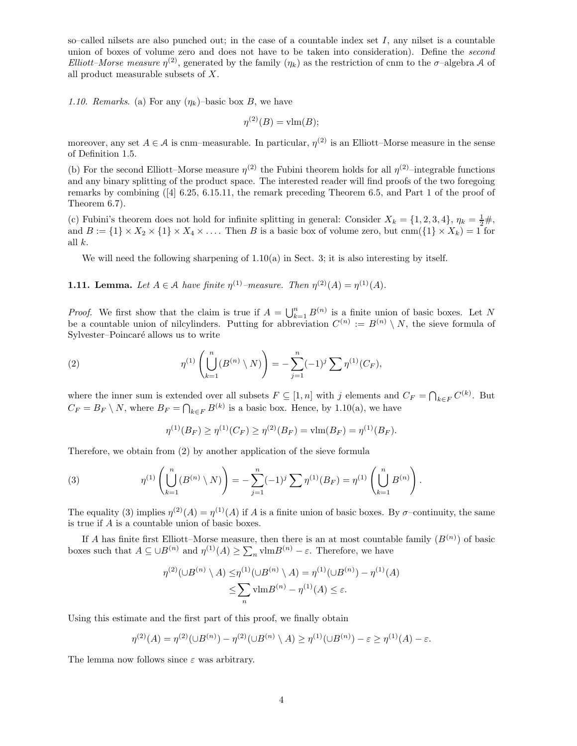so–called nilsets are also punched out; in the case of a countable index set $I$, any nilset is a countable union of boxes of volume zero and does not have to be taken into consideration). Define the *second Elliott–Morse measure* $\eta^{(2)}$, generated by the family $(\eta_k)$ as the restriction of cnm to the $\sigma$–algebra $\mathcal{A}$ of all product measurable subsets of $X$.

*1.10. Remarks*. (a) For any $(\eta_k)$–basic box $B$, we have

$$\eta^{(2)}(B) = \mathrm{vlm}(B);$$

moreover, any set $A \in \mathcal{A}$ is cnm–measurable. In particular, $\eta^{(2)}$ is an Elliott–Morse measure in the sense of Definition 1.5.

(b) For the second Elliott–Morse measure $\eta^{(2)}$ the Fubini theorem holds for all $\eta^{(2)}$–integrable functions and any binary splitting of the product space. The interested reader will find proofs of the two foregoing remarks by combining ([4] 6.25, 6.15.11, the remark preceding Theorem 6.5, and Part 1 of the proof of Theorem 6.7).

(c) Fubini's theorem does not hold for infinite splitting in general: Consider $X_k = \{1, 2, 3, 4\}$, $\eta_k = \frac{1}{2}\#$, and $B := \{1\} \times X_2 \times \{1\} \times X_4 \times \ldots$. Then $B$ is a basic box of volume zero, but $\mathrm{cnm}(\{1\} \times X_k) = 1$ for all $k$.

We will need the following sharpening of 1.10(a) in Sect. 3; it is also interesting by itself.

**1.11. Lemma.** *Let $A \in \mathcal{A}$ have finite $\eta^{(1)}$–measure. Then $\eta^{(2)}(A) = \eta^{(1)}(A)$.*

*Proof.* We first show that the claim is true if $A = \bigcup_{k=1}^{n} B^{(n)}$ is a finite union of basic boxes. Let $N$ be a countable union of nilcylinders. Putting for abbreviation $C^{(n)} := B^{(n)} \setminus N$, the sieve formula of Sylvester–Poincaré allows us to write

$$\eta^{(1)}\left(\bigcup_{k=1}^{n}(B^{(n)} \setminus N)\right) = -\sum_{j=1}^{n}(-1)^j \sum \eta^{(1)}(C_F), \tag{2}$$

where the inner sum is extended over all subsets $F \subseteq [1, n]$ with $j$ elements and $C_F = \bigcap_{k\in F} C^{(k)}$. But $C_F = B_F \setminus N$, where $B_F = \bigcap_{k\in F} B^{(k)}$ is a basic box. Hence, by 1.10(a), we have

$$\eta^{(1)}(B_F) \geq \eta^{(1)}(C_F) \geq \eta^{(2)}(B_F) = \mathrm{vlm}(B_F) = \eta^{(1)}(B_F).$$

Therefore, we obtain from (2) by another application of the sieve formula

$$\eta^{(1)}\left(\bigcup_{k=1}^{n}(B^{(n)} \setminus N)\right) = -\sum_{j=1}^{n}(-1)^j \sum \eta^{(1)}(B_F) = \eta^{(1)}\left(\bigcup_{k=1}^{n} B^{(n)}\right). \tag{3}$$

The equality (3) implies $\eta^{(2)}(A) = \eta^{(1)}(A)$ if $A$ is a finite union of basic boxes. By $\sigma$–continuity, the same is true if $A$ is a countable union of basic boxes.

If $A$ has finite first Elliott–Morse measure, then there is an at most countable family $(B^{(n)})$ of basic boxes such that $A \subseteq \cup B^{(n)}$ and $\eta^{(1)}(A) \geq \sum_n \mathrm{vlm} B^{(n)} - \varepsilon$. Therefore, we have

$$\begin{aligned}\eta^{(2)}(\cup B^{(n)} \setminus A) \leq& \eta^{(1)}(\cup B^{(n)} \setminus A) = \eta^{(1)}(\cup B^{(n)}) - \eta^{(1)}(A)\\ \leq& \sum_n \mathrm{vlm} B^{(n)} - \eta^{(1)}(A) \leq \varepsilon.\end{aligned}$$

Using this estimate and the first part of this proof, we finally obtain

$$\eta^{(2)}(A) = \eta^{(2)}(\cup B^{(n)}) - \eta^{(2)}(\cup B^{(n)} \setminus A) \geq \eta^{(1)}(\cup B^{(n)}) - \varepsilon \geq \eta^{(1)}(A) - \varepsilon.$$

The lemma now follows since $\varepsilon$ was arbitrary.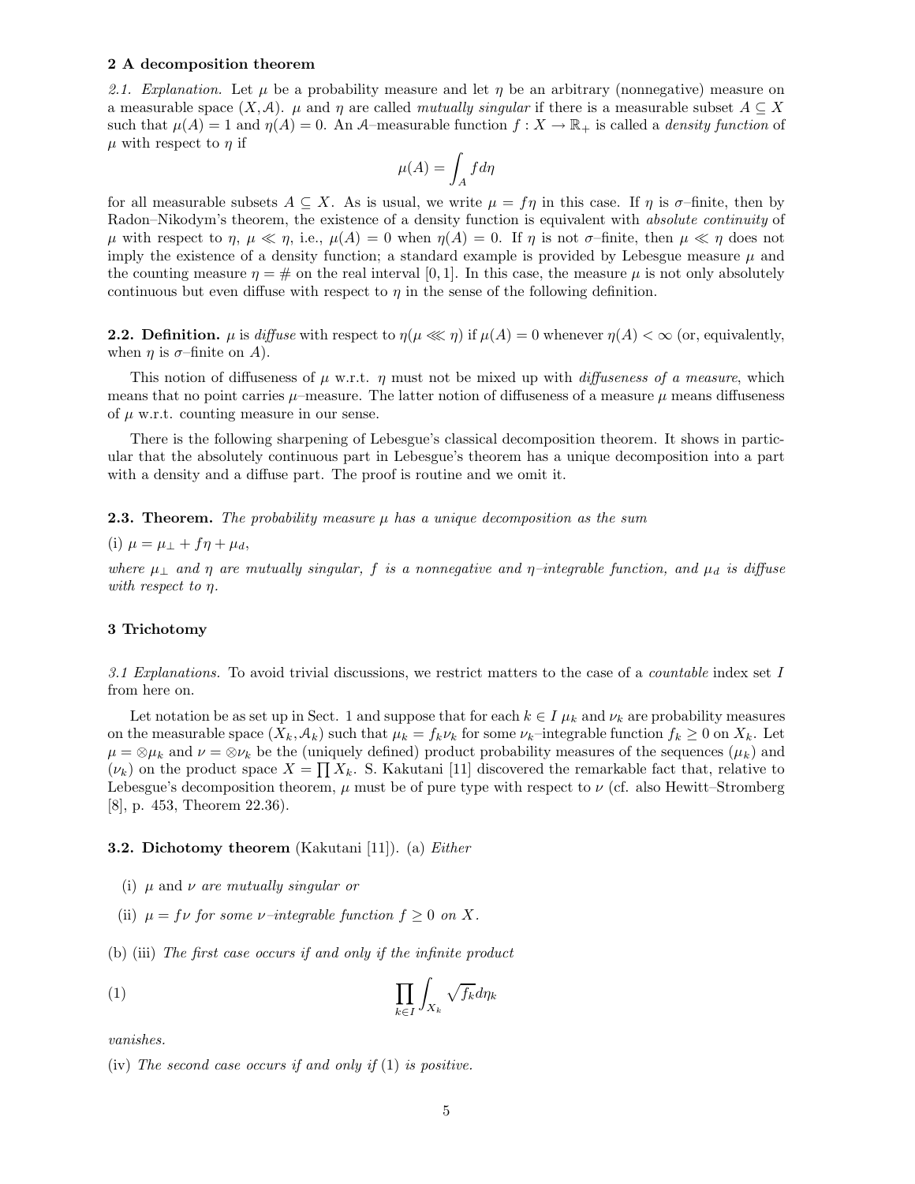## 2 A decomposition theorem

*2.1. Explanation.* Let $\mu$ be a probability measure and let $\eta$ be an arbitrary (nonnegative) measure on a measurable space $(X, \mathcal{A})$. $\mu$ and $\eta$ are called *mutually singular* if there is a measurable subset $A \subseteq X$ such that $\mu(A) = 1$ and $\eta(A) = 0$. An $\mathcal{A}$–measurable function $f : X \to \mathbb{R}_+$ is called a *density function* of $\mu$ with respect to $\eta$ if

$$\mu(A) = \int_A f d\eta$$

for all measurable subsets $A \subseteq X$. As is usual, we write $\mu = f\eta$ in this case. If $\eta$ is $\sigma$–finite, then by Radon–Nikodym's theorem, the existence of a density function is equivalent with *absolute continuity* of $\mu$ with respect to $\eta$, $\mu \ll \eta$, i.e., $\mu(A) = 0$ when $\eta(A) = 0$. If $\eta$ is not $\sigma$–finite, then $\mu \ll \eta$ does not imply the existence of a density function; a standard example is provided by Lebesgue measure $\mu$ and the counting measure $\eta = \#$ on the real interval $[0, 1]$. In this case, the measure $\mu$ is not only absolutely continuous but even diffuse with respect to $\eta$ in the sense of the following definition.

**2.2. Definition.** $\mu$ is *diffuse* with respect to $\eta (\mu \lll \eta)$ if $\mu(A) = 0$ whenever $\eta(A) < \infty$ (or, equivalently, when $\eta$ is $\sigma$–finite on $A$).

This notion of diffuseness of $\mu$ w.r.t. $\eta$ must not be mixed up with *diffuseness of a measure*, which means that no point carries $\mu$–measure. The latter notion of diffuseness of a measure $\mu$ means diffuseness of $\mu$ w.r.t. counting measure in our sense.

There is the following sharpening of Lebesgue's classical decomposition theorem. It shows in particular that the absolutely continuous part in Lebesgue's theorem has a unique decomposition into a part with a density and a diffuse part. The proof is routine and we omit it.

**2.3. Theorem.** *The probability measure $\mu$ has a unique decomposition as the sum*

(i) $\mu = \mu_\perp + f\eta + \mu_d$,

*where $\mu_\perp$ and $\eta$ are mutually singular, $f$ is a nonnegative and $\eta$–integrable function, and $\mu_d$ is diffuse with respect to $\eta$.*

## 3 Trichotomy

*3.1 Explanations.* To avoid trivial discussions, we restrict matters to the case of a *countable* index set $I$ from here on.

Let notation be as set up in Sect. 1 and suppose that for each $k \in I$ $\mu_k$ and $\nu_k$ are probability measures on the measurable space $(X_k, \mathcal{A}_k)$ such that $\mu_k = f_k \nu_k$ for some $\nu_k$–integrable function $f_k \geq 0$ on $X_k$. Let $\mu = \otimes \mu_k$ and $\nu = \otimes \nu_k$ be the (uniquely defined) product probability measures of the sequences $(\mu_k)$ and $(\nu_k)$ on the product space $X = \prod X_k$. S. Kakutani [11] discovered the remarkable fact that, relative to Lebesgue's decomposition theorem, $\mu$ must be of pure type with respect to $\nu$ (cf. also Hewitt–Stromberg [8], p. 453, Theorem 22.36).

**3.2. Dichotomy theorem** (Kakutani [11]). (a) *Either*

(i) $\mu$ and $\nu$ *are mutually singular or*

(ii) $\mu = f\nu$ *for some $\nu$–integrable function $f \geq 0$ on $X$.*

(b) (iii) *The first case occurs if and only if the infinite product*

$$\prod_{k \in I} \int_{X_k} \sqrt{f_k} d\eta_k \tag{1}$$

*vanishes.*

(iv) *The second case occurs if and only if* (1) *is positive.*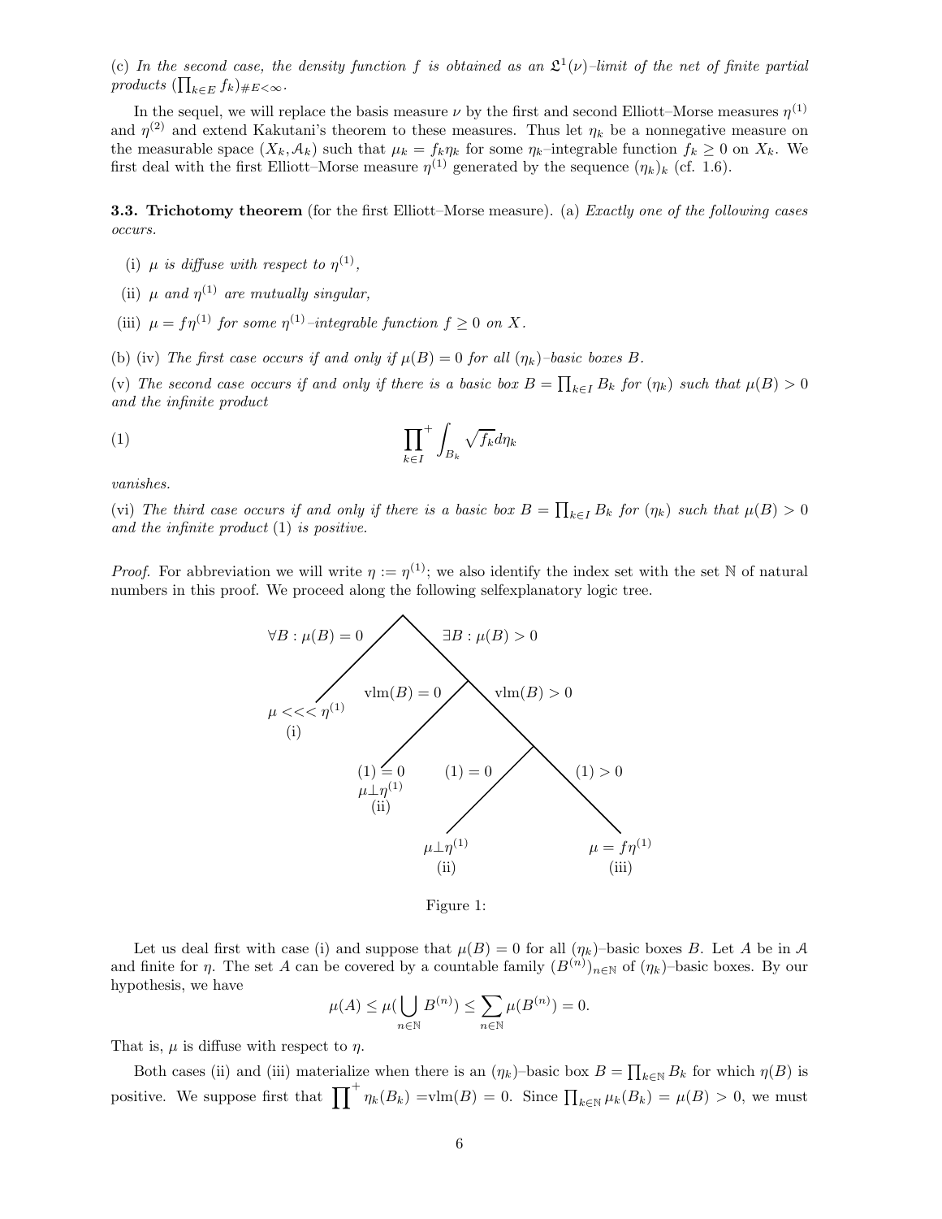(c) *In the second case, the density function $f$ is obtained as an $\mathfrak{L}^1(\nu)$–limit of the net of finite partial products $(\prod_{k\in E} f_k)_{\#E<\infty}$.*

In the sequel, we will replace the basis measure $\nu$ by the first and second Elliott–Morse measures $\eta^{(1)}$ and $\eta^{(2)}$ and extend Kakutani's theorem to these measures. Thus let $\eta_k$ be a nonnegative measure on the measurable space $(X_k, \mathcal{A}_k)$ such that $\mu_k = f_k\eta_k$ for some $\eta_k$–integrable function $f_k \geq 0$ on $X_k$. We first deal with the first Elliott–Morse measure $\eta^{(1)}$ generated by the sequence $(\eta_k)_k$ (cf. 1.6).

**3.3. Trichotomy theorem** (for the first Elliott–Morse measure). (a) *Exactly one of the following cases occurs.*

- (i) *$\mu$ is diffuse with respect to $\eta^{(1)}$,*
- (ii) *$\mu$ and $\eta^{(1)}$ are mutually singular,*
- (iii) *$\mu = f\eta^{(1)}$ for some $\eta^{(1)}$–integrable function $f \geq 0$ on $X$.*

(b) (iv) *The first case occurs if and only if $\mu(B) = 0$ for all $(\eta_k)$–basic boxes $B$.*

(v) *The second case occurs if and only if there is a basic box $B = \prod_{k\in I} B_k$ for $(\eta_k)$ such that $\mu(B) > 0$ and the infinite product*

$$\prod_{k\in I}^{+} \int_{B_k} \sqrt{f_k}\, d\eta_k \tag{1}$$

*vanishes.*

(vi) *The third case occurs if and only if there is a basic box $B = \prod_{k\in I} B_k$ for $(\eta_k)$ such that $\mu(B) > 0$ and the infinite product (1) is positive.*

*Proof.* For abbreviation we will write $\eta := \eta^{(1)}$; we also identify the index set with the set $\mathbb{N}$ of natural numbers in this proof. We proceed along the following selfexplanatory logic tree.

```
                    root
       ∀B : μ(B) = 0 /    \ ∃B : μ(B) > 0
                    /      \
        μ <<< η^(1)          node
           (i)      vlm(B) = 0 /   \ vlm(B) > 0
                              /     \
                    (1) = 0          node
                    μ⊥η^(1)   (1) = 0 /   \ (1) > 0
                     (ii)            /     \
                              μ⊥η^(1)       μ = fη^(1)
                               (ii)           (iii)
```

Figure 1:

Let us deal first with case (i) and suppose that $\mu(B) = 0$ for all $(\eta_k)$–basic boxes $B$. Let $A$ be in $\mathcal{A}$ and finite for $\eta$. The set $A$ can be covered by a countable family $(B^{(n)})_{n\in\mathbb{N}}$ of $(\eta_k)$–basic boxes. By our hypothesis, we have

$$\mu(A) \leq \mu\Big(\bigcup_{n\in\mathbb{N}} B^{(n)}\Big) \leq \sum_{n\in\mathbb{N}} \mu(B^{(n)}) = 0.$$

That is, $\mu$ is diffuse with respect to $\eta$.

Both cases (ii) and (iii) materialize when there is an $(\eta_k)$–basic box $B = \prod_{k\in\mathbb{N}} B_k$ for which $\eta(B)$ is positive. We suppose first that $\prod^{+} \eta_k(B_k) = \mathrm{vlm}(B) = 0$. Since $\prod_{k\in\mathbb{N}} \mu_k(B_k) = \mu(B) > 0$, we must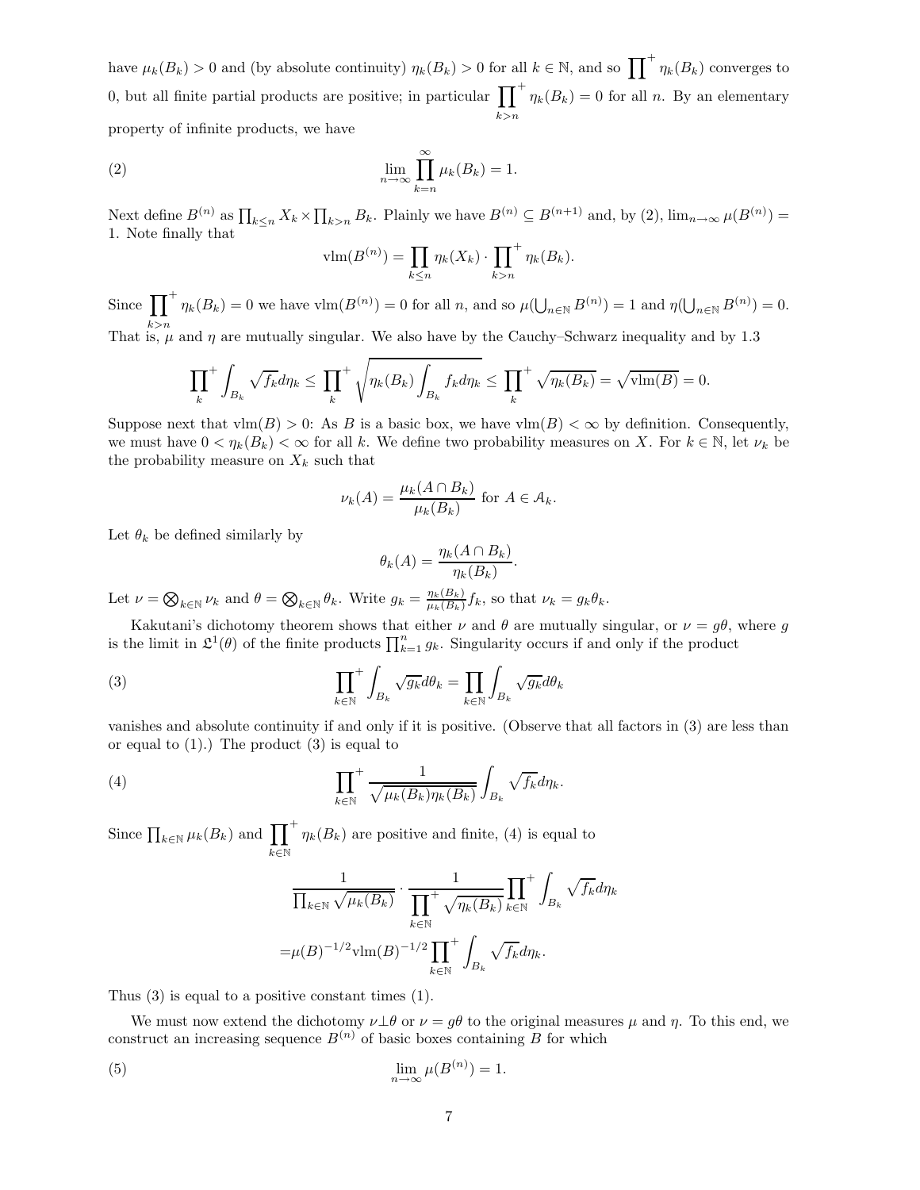have $\mu_k(B_k) > 0$ and (by absolute continuity) $\eta_k(B_k) > 0$ for all $k \in \mathbb{N}$, and so $\prod^+ \eta_k(B_k)$ converges to 0, but all finite partial products are positive; in particular $\prod^+_{k>n} \eta_k(B_k) = 0$ for all $n$. By an elementary property of infinite products, we have

$$\lim_{n\to\infty} \prod_{k=n}^{\infty} \mu_k(B_k) = 1. \tag{2}$$

Next define $B^{(n)}$ as $\prod_{k\leq n} X_k \times \prod_{k>n} B_k$. Plainly we have $B^{(n)} \subseteq B^{(n+1)}$ and, by (2), $\lim_{n\to\infty} \mu(B^{(n)}) = 1$. Note finally that

$$\mathrm{vlm}(B^{(n)}) = \prod_{k\leq n} \eta_k(X_k) \cdot \prod^+_{k>n} \eta_k(B_k).$$

Since $\prod^+_{k>n} \eta_k(B_k) = 0$ we have $\mathrm{vlm}(B^{(n)}) = 0$ for all $n$, and so $\mu(\bigcup_{n\in\mathbb{N}} B^{(n)}) = 1$ and $\eta(\bigcup_{n\in\mathbb{N}} B^{(n)}) = 0$. That is, $\mu$ and $\eta$ are mutually singular. We also have by the Cauchy–Schwarz inequality and by 1.3

$$\prod_k^+ \int_{B_k} \sqrt{f_k} d\eta_k \leq \prod_k^+ \sqrt{\eta_k(B_k) \int_{B_k} f_k d\eta_k} \leq \prod_k^+ \sqrt{\eta_k(B_k)} = \sqrt{\mathrm{vlm}(B)} = 0.$$

Suppose next that $\mathrm{vlm}(B) > 0$: As $B$ is a basic box, we have $\mathrm{vlm}(B) < \infty$ by definition. Consequently, we must have $0 < \eta_k(B_k) < \infty$ for all $k$. We define two probability measures on $X$. For $k \in \mathbb{N}$, let $\nu_k$ be the probability measure on $X_k$ such that

$$\nu_k(A) = \frac{\mu_k(A \cap B_k)}{\mu_k(B_k)} \text{ for } A \in \mathcal{A}_k.$$

Let $\theta_k$ be defined similarly by

$$\theta_k(A) = \frac{\eta_k(A \cap B_k)}{\eta_k(B_k)}.$$

Let $\nu = \bigotimes_{k\in\mathbb{N}} \nu_k$ and $\theta = \bigotimes_{k\in\mathbb{N}} \theta_k$. Write $g_k = \frac{\eta_k(B_k)}{\mu_k(B_k)} f_k$, so that $\nu_k = g_k \theta_k$.

Kakutani's dichotomy theorem shows that either $\nu$ and $\theta$ are mutually singular, or $\nu = g\theta$, where $g$ is the limit in $\mathfrak{L}^1(\theta)$ of the finite products $\prod_{k=1}^n g_k$. Singularity occurs if and only if the product

$$\prod_{k\in\mathbb{N}}^+ \int_{B_k} \sqrt{g_k} d\theta_k = \prod_{k\in\mathbb{N}} \int_{B_k} \sqrt{g_k} d\theta_k \tag{3}$$

vanishes and absolute continuity if and only if it is positive. (Observe that all factors in (3) are less than or equal to (1).) The product (3) is equal to

$$\prod_{k\in\mathbb{N}}^+ \frac{1}{\sqrt{\mu_k(B_k)\eta_k(B_k)}} \int_{B_k} \sqrt{f_k} d\eta_k. \tag{4}$$

Since $\prod_{k\in\mathbb{N}} \mu_k(B_k)$ and $\prod^+_{k\in\mathbb{N}} \eta_k(B_k)$ are positive and finite, (4) is equal to

$$\begin{aligned}
&\frac{1}{\prod_{k\in\mathbb{N}} \sqrt{\mu_k(B_k)}} \cdot \frac{1}{\prod^+_{k\in\mathbb{N}} \sqrt{\eta_k(B_k)}} \prod_{k\in\mathbb{N}}^+ \int_{B_k} \sqrt{f_k} d\eta_k \\
=&\mu(B)^{-1/2} \mathrm{vlm}(B)^{-1/2} \prod_{k\in\mathbb{N}}^+ \int_{B_k} \sqrt{f_k} d\eta_k.
\end{aligned}$$

Thus (3) is equal to a positive constant times (1).

We must now extend the dichotomy $\nu \perp \theta$ or $\nu = g\theta$ to the original measures $\mu$ and $\eta$. To this end, we construct an increasing sequence $B^{(n)}$ of basic boxes containing $B$ for which

$$\lim_{n\to\infty} \mu(B^{(n)}) = 1. \tag{5}$$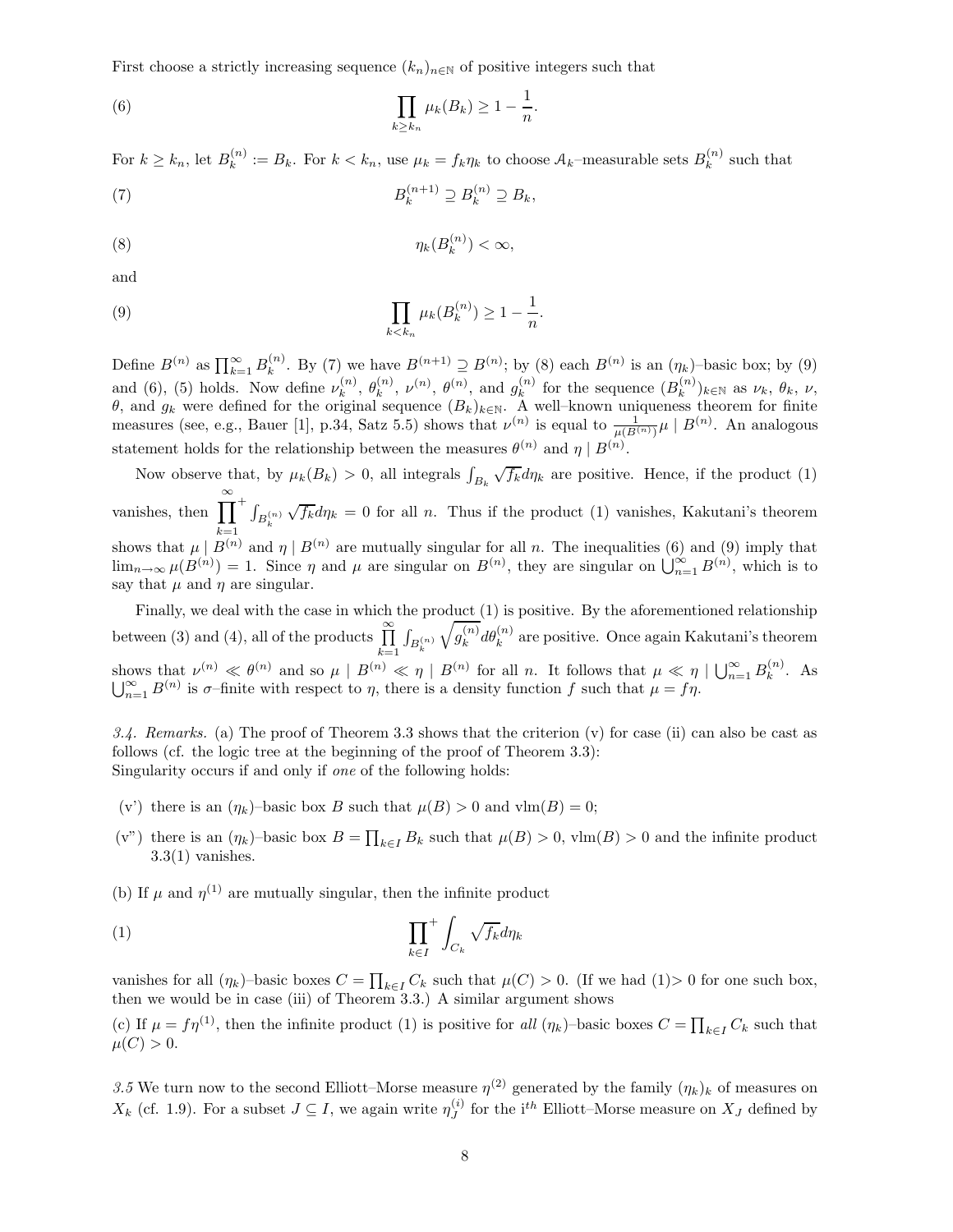First choose a strictly increasing sequence $(k_n)_{n\in\mathbb{N}}$ of positive integers such that

$$\prod_{k\geq k_n} \mu_k(B_k) \geq 1 - \frac{1}{n}. \tag{6}$$

For $k \geq k_n$, let $B_k^{(n)} := B_k$. For $k < k_n$, use $\mu_k = f_k\eta_k$ to choose $\mathcal{A}_k$–measurable sets $B_k^{(n)}$ such that

$$B_k^{(n+1)} \supseteq B_k^{(n)} \supseteq B_k, \tag{7}$$

$$\eta_k(B_k^{(n)}) < \infty, \tag{8}$$

and

$$\prod_{k<k_n} \mu_k(B_k^{(n)}) \geq 1 - \frac{1}{n}. \tag{9}$$

Define $B^{(n)}$ as $\prod_{k=1}^{\infty} B_k^{(n)}$. By (7) we have $B^{(n+1)} \supseteq B^{(n)}$; by (8) each $B^{(n)}$ is an $(\eta_k)$–basic box; by (9) and (6), (5) holds. Now define $\nu_k^{(n)}$, $\theta_k^{(n)}$, $\nu^{(n)}$, $\theta^{(n)}$, and $g_k^{(n)}$ for the sequence $(B_k^{(n)})_{k\in\mathbb{N}}$ as $\nu_k$, $\theta_k$, $\nu$, $\theta$, and $g_k$ were defined for the original sequence $(B_k)_{k\in\mathbb{N}}$. A well–known uniqueness theorem for finite measures (see, e.g., Bauer [1], p.34, Satz 5.5) shows that $\nu^{(n)}$ is equal to $\frac{1}{\mu(B^{(n)})}\mu \mid B^{(n)}$. An analogous statement holds for the relationship between the measures $\theta^{(n)}$ and $\eta \mid B^{(n)}$.

Now observe that, by $\mu_k(B_k) > 0$, all integrals $\int_{B_k} \sqrt{f_k}d\eta_k$ are positive. Hence, if the product (1) vanishes, then $\prod_{k=1}^{\infty}{}^{+} \int_{B_k^{(n)}} \sqrt{f_k}d\eta_k = 0$ for all $n$. Thus if the product (1) vanishes, Kakutani's theorem shows that $\mu \mid B^{(n)}$ and $\eta \mid B^{(n)}$ are mutually singular for all $n$. The inequalities (6) and (9) imply that $\lim_{n\to\infty} \mu(B^{(n)}) = 1$. Since $\eta$ and $\mu$ are singular on $B^{(n)}$, they are singular on $\bigcup_{n=1}^{\infty} B^{(n)}$, which is to say that $\mu$ and $\eta$ are singular.

Finally, we deal with the case in which the product (1) is positive. By the aforementioned relationship between (3) and (4), all of the products $\prod_{k=1}^{\infty} \int_{B_k^{(n)}} \sqrt{g_k^{(n)}}d\theta_k^{(n)}$ are positive. Once again Kakutani's theorem shows that $\nu^{(n)} \ll \theta^{(n)}$ and so $\mu \mid B^{(n)} \ll \eta \mid B^{(n)}$ for all $n$. It follows that $\mu \ll \eta \mid \bigcup_{n=1}^{\infty} B_k^{(n)}$. As $\bigcup_{n=1}^{\infty} B^{(n)}$ is $\sigma$–finite with respect to $\eta$, there is a density function $f$ such that $\mu = f\eta$.

*3.4. Remarks.* (a) The proof of Theorem 3.3 shows that the criterion (v) for case (ii) can also be cast as follows (cf. the logic tree at the beginning of the proof of Theorem 3.3):
Singularity occurs if and only if *one* of the following holds:

- (v') there is an $(\eta_k)$–basic box $B$ such that $\mu(B) > 0$ and $\mathrm{vlm}(B) = 0$;
- (v") there is an $(\eta_k)$–basic box $B = \prod_{k\in I} B_k$ such that $\mu(B) > 0$, $\mathrm{vlm}(B) > 0$ and the infinite product 3.3(1) vanishes.

(b) If $\mu$ and $\eta^{(1)}$ are mutually singular, then the infinite product

$$\prod_{k\in I}{}^{+} \int_{C_k} \sqrt{f_k}d\eta_k \tag{1}$$

vanishes for all $(\eta_k)$–basic boxes $C = \prod_{k\in I} C_k$ such that $\mu(C) > 0$. (If we had (1)$>0$ for one such box, then we would be in case (iii) of Theorem 3.3.) A similar argument shows

(c) If $\mu = f\eta^{(1)}$, then the infinite product (1) is positive for *all* $(\eta_k)$–basic boxes $C = \prod_{k\in I} C_k$ such that $\mu(C) > 0$.

*3.5* We turn now to the second Elliott–Morse measure $\eta^{(2)}$ generated by the family $(\eta_k)_k$ of measures on $X_k$ (cf. 1.9). For a subset $J \subseteq I$, we again write $\eta_J^{(i)}$ for the i$^{th}$ Elliott–Morse measure on $X_J$ defined by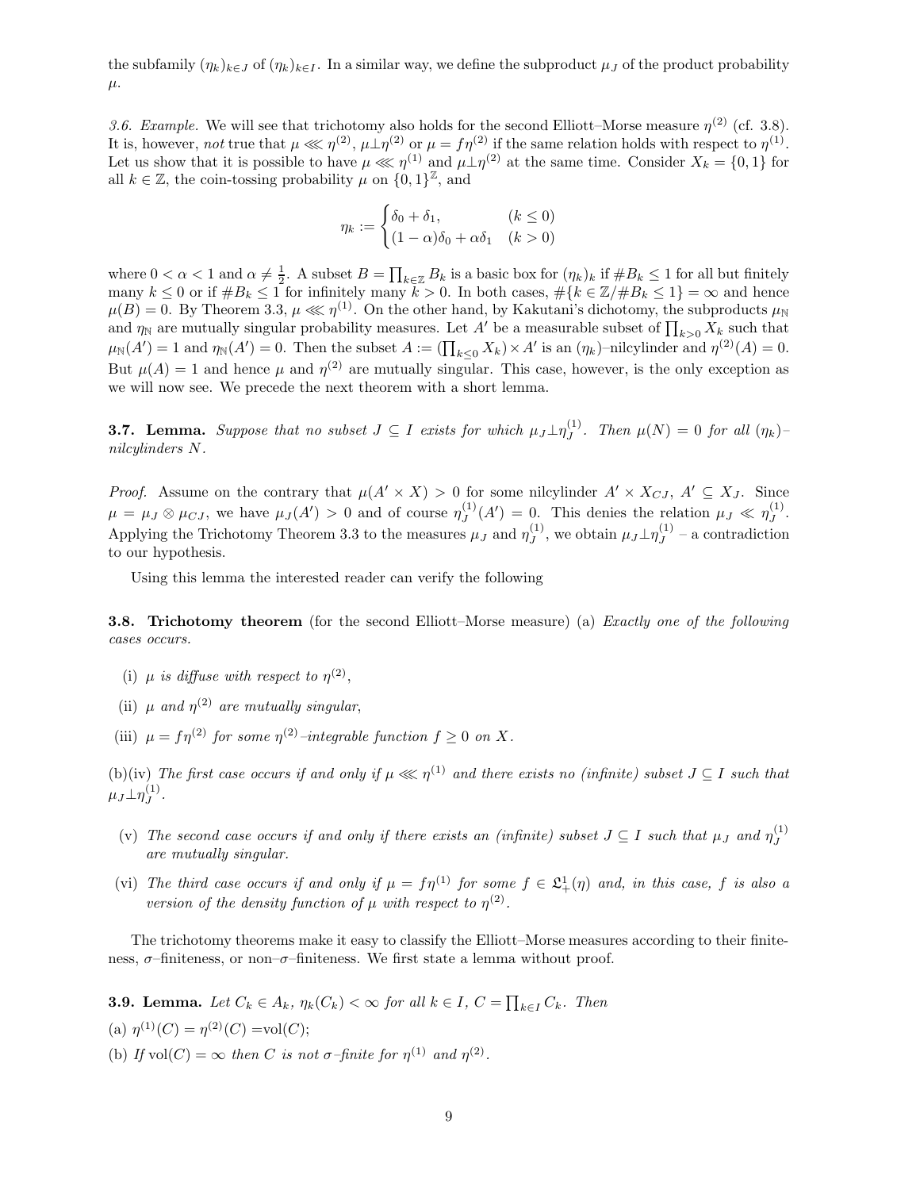the subfamily $(\eta_k)_{k\in J}$ of $(\eta_k)_{k\in I}$. In a similar way, we define the subproduct $\mu_J$ of the product probability $\mu$.

*3.6. Example.* We will see that trichotomy also holds for the second Elliott–Morse measure $\eta^{(2)}$ (cf. 3.8). It is, however, *not* true that $\mu \lll \eta^{(2)}$, $\mu \perp \eta^{(2)}$ or $\mu = f\eta^{(2)}$ if the same relation holds with respect to $\eta^{(1)}$. Let us show that it is possible to have $\mu \lll \eta^{(1)}$ and $\mu \perp \eta^{(2)}$ at the same time. Consider $X_k = \{0,1\}$ for all $k \in \mathbb{Z}$, the coin-tossing probability $\mu$ on $\{0,1\}^{\mathbb{Z}}$, and

$$\eta_k := \begin{cases} \delta_0 + \delta_1, & (k \le 0) \\ (1-\alpha)\delta_0 + \alpha\delta_1 & (k > 0) \end{cases}$$

where $0 < \alpha < 1$ and $\alpha \ne \frac{1}{2}$. A subset $B = \prod_{k\in\mathbb{Z}} B_k$ is a basic box for $(\eta_k)_k$ if $\#B_k \le 1$ for all but finitely many $k \le 0$ or if $\#B_k \le 1$ for infinitely many $k > 0$. In both cases, $\#\{k \in \mathbb{Z}/\#B_k \le 1\} = \infty$ and hence $\mu(B) = 0$. By Theorem 3.3, $\mu \lll \eta^{(1)}$. On the other hand, by Kakutani's dichotomy, the subproducts $\mu_{\mathbb{N}}$ and $\eta_{\mathbb{N}}$ are mutually singular probability measures. Let $A'$ be a measurable subset of $\prod_{k>0} X_k$ such that $\mu_{\mathbb{N}}(A') = 1$ and $\eta_{\mathbb{N}}(A') = 0$. Then the subset $A := (\prod_{k\le 0} X_k) \times A'$ is an $(\eta_k)$–nilcylinder and $\eta^{(2)}(A) = 0$. But $\mu(A) = 1$ and hence $\mu$ and $\eta^{(2)}$ are mutually singular. This case, however, is the only exception as we will now see. We precede the next theorem with a short lemma.

**3.7. Lemma.** *Suppose that no subset $J \subseteq I$ exists for which $\mu_J \perp \eta_J^{(1)}$. Then $\mu(N) = 0$ for all $(\eta_k)$–nilcylinders $N$.*

*Proof.* Assume on the contrary that $\mu(A' \times X) > 0$ for some nilcylinder $A' \times X_{CJ}$, $A' \subseteq X_J$. Since $\mu = \mu_J \otimes \mu_{CJ}$, we have $\mu_J(A') > 0$ and of course $\eta_J^{(1)}(A') = 0$. This denies the relation $\mu_J \ll \eta_J^{(1)}$. Applying the Trichotomy Theorem 3.3 to the measures $\mu_J$ and $\eta_J^{(1)}$, we obtain $\mu_J \perp \eta_J^{(1)}$ – a contradiction to our hypothesis.

Using this lemma the interested reader can verify the following

**3.8. Trichotomy theorem** (for the second Elliott–Morse measure) (a) *Exactly one of the following cases occurs.*

(i) *$\mu$ is diffuse with respect to $\eta^{(2)}$,*

(ii) *$\mu$ and $\eta^{(2)}$ are mutually singular,*

(iii) *$\mu = f\eta^{(2)}$ for some $\eta^{(2)}$–integrable function $f \ge 0$ on $X$.*

(b)(iv) *The first case occurs if and only if $\mu \lll \eta^{(1)}$ and there exists no (infinite) subset $J \subseteq I$ such that $\mu_J \perp \eta_J^{(1)}$.*

(v) *The second case occurs if and only if there exists an (infinite) subset $J \subseteq I$ such that $\mu_J$ and $\eta_J^{(1)}$ are mutually singular.*

(vi) *The third case occurs if and only if $\mu = f\eta^{(1)}$ for some $f \in \mathfrak{L}^1_+(\eta)$ and, in this case, $f$ is also a version of the density function of $\mu$ with respect to $\eta^{(2)}$.*

The trichotomy theorems make it easy to classify the Elliott–Morse measures according to their finiteness, $\sigma$–finiteness, or non–$\sigma$–finiteness. We first state a lemma without proof.

**3.9. Lemma.** *Let $C_k \in A_k$, $\eta_k(C_k) < \infty$ for all $k \in I$, $C = \prod_{k\in I} C_k$. Then*

(a) $\eta^{(1)}(C) = \eta^{(2)}(C) = \mathrm{vol}(C)$;

(b) *If $\mathrm{vol}(C) = \infty$ then $C$ is not $\sigma$–finite for $\eta^{(1)}$ and $\eta^{(2)}$.*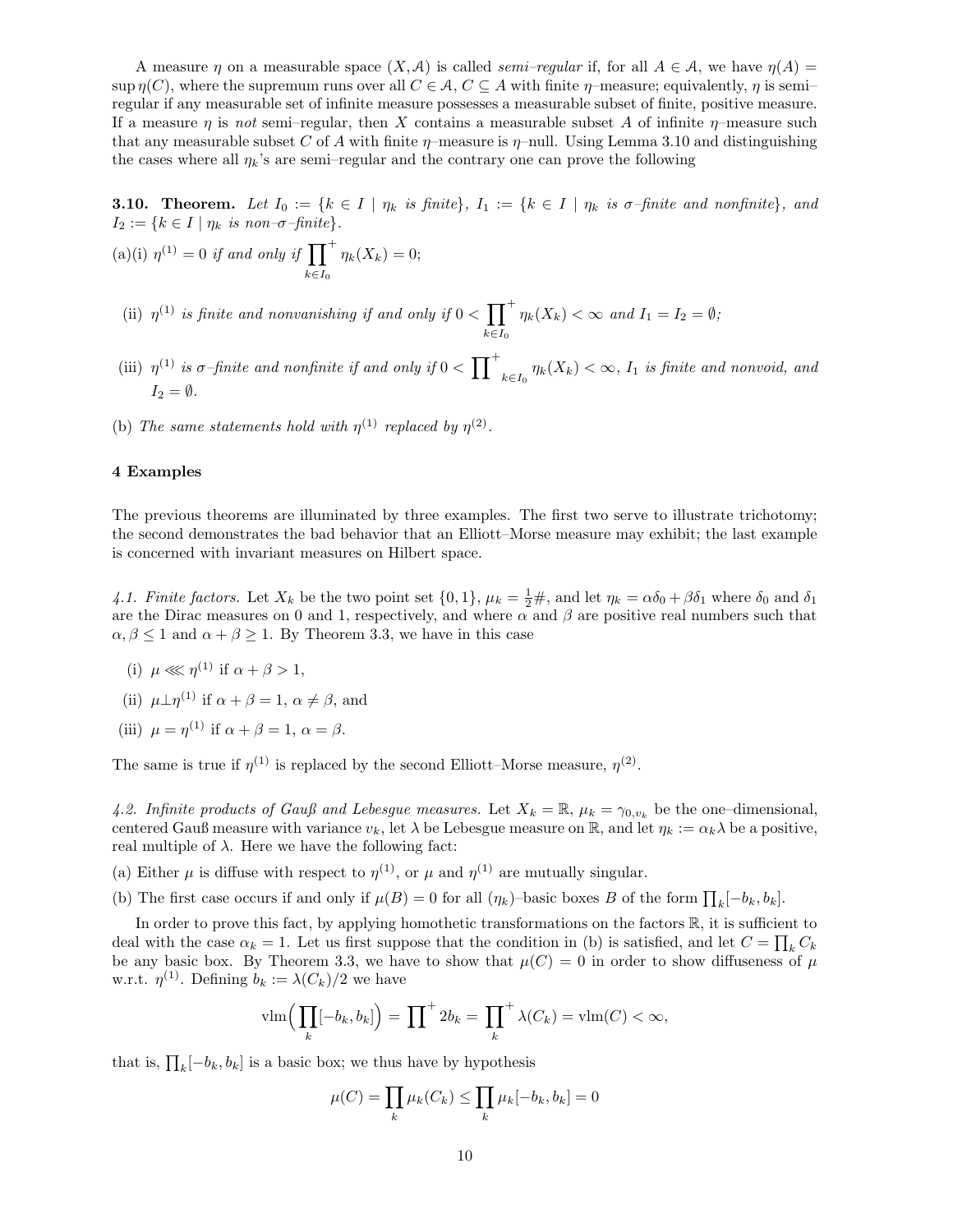A measure $\eta$ on a measurable space $(X, \mathcal{A})$ is called *semi–regular* if, for all $A \in \mathcal{A}$, we have $\eta(A) = \sup \eta(C)$, where the supremum runs over all $C \in \mathcal{A}$, $C \subseteq A$ with finite $\eta$–measure; equivalently, $\eta$ is semi–regular if any measurable set of infinite measure possesses a measurable subset of finite, positive measure. If a measure $\eta$ is *not* semi–regular, then $X$ contains a measurable subset $A$ of infinite $\eta$–measure such that any measurable subset $C$ of $A$ with finite $\eta$–measure is $\eta$–null. Using Lemma 3.10 and distinguishing the cases where all $\eta_k$'s are semi–regular and the contrary one can prove the following

**3.10. Theorem.** *Let $I_0 := \{k \in I \mid \eta_k$ is finite$\}$, $I_1 := \{k \in I \mid \eta_k$ is $\sigma$–finite and nonfinite$\}$, and $I_2 := \{k \in I \mid \eta_k$ is non–$\sigma$–finite$\}$.*

(a)(i) *$\eta^{(1)} = 0$ if and only if $\prod^{+}_{k \in I_0} \eta_k(X_k) = 0$;*

(ii) *$\eta^{(1)}$ is finite and nonvanishing if and only if $0 < \prod^{+}_{k \in I_0} \eta_k(X_k) < \infty$ and $I_1 = I_2 = \emptyset$;*

(iii) *$\eta^{(1)}$ is $\sigma$–finite and nonfinite if and only if $0 < \prod^{+}_{k \in I_0} \eta_k(X_k) < \infty$, $I_1$ is finite and nonvoid, and $I_2 = \emptyset$.*

(b) *The same statements hold with $\eta^{(1)}$ replaced by $\eta^{(2)}$.*

## 4 Examples

The previous theorems are illuminated by three examples. The first two serve to illustrate trichotomy; the second demonstrates the bad behavior that an Elliott–Morse measure may exhibit; the last example is concerned with invariant measures on Hilbert space.

*4.1. Finite factors.* Let $X_k$ be the two point set $\{0, 1\}$, $\mu_k = \frac{1}{2}\#$, and let $\eta_k = \alpha\delta_0 + \beta\delta_1$ where $\delta_0$ and $\delta_1$ are the Dirac measures on 0 and 1, respectively, and where $\alpha$ and $\beta$ are positive real numbers such that $\alpha, \beta \leq 1$ and $\alpha + \beta \geq 1$. By Theorem 3.3, we have in this case

(i) $\mu \lll \eta^{(1)}$ if $\alpha + \beta > 1$,

(ii) $\mu \perp \eta^{(1)}$ if $\alpha + \beta = 1$, $\alpha \neq \beta$, and

(iii) $\mu = \eta^{(1)}$ if $\alpha + \beta = 1$, $\alpha = \beta$.

The same is true if $\eta^{(1)}$ is replaced by the second Elliott–Morse measure, $\eta^{(2)}$.

*4.2. Infinite products of Gauß and Lebesgue measures.* Let $X_k = \mathbb{R}$, $\mu_k = \gamma_{0,v_k}$ be the one–dimensional, centered Gauß measure with variance $v_k$, let $\lambda$ be Lebesgue measure on $\mathbb{R}$, and let $\eta_k := \alpha_k\lambda$ be a positive, real multiple of $\lambda$. Here we have the following fact:

(a) Either $\mu$ is diffuse with respect to $\eta^{(1)}$, or $\mu$ and $\eta^{(1)}$ are mutually singular.

(b) The first case occurs if and only if $\mu(B) = 0$ for all $(\eta_k)$–basic boxes $B$ of the form $\prod_k [-b_k, b_k]$.

In order to prove this fact, by applying homothetic transformations on the factors $\mathbb{R}$, it is sufficient to deal with the case $\alpha_k = 1$. Let us first suppose that the condition in (b) is satisfied, and let $C = \prod_k C_k$ be any basic box. By Theorem 3.3, we have to show that $\mu(C) = 0$ in order to show diffuseness of $\mu$ w.r.t. $\eta^{(1)}$. Defining $b_k := \lambda(C_k)/2$ we have

$$\mathrm{vlm}\Big(\prod_k [-b_k, b_k]\Big) = \prod_k^{+} 2b_k = \prod_k^{+} \lambda(C_k) = \mathrm{vlm}(C) < \infty,$$

that is, $\prod_k [-b_k, b_k]$ is a basic box; we thus have by hypothesis

$$\mu(C) = \prod_k \mu_k(C_k) \leq \prod_k \mu_k[-b_k, b_k] = 0$$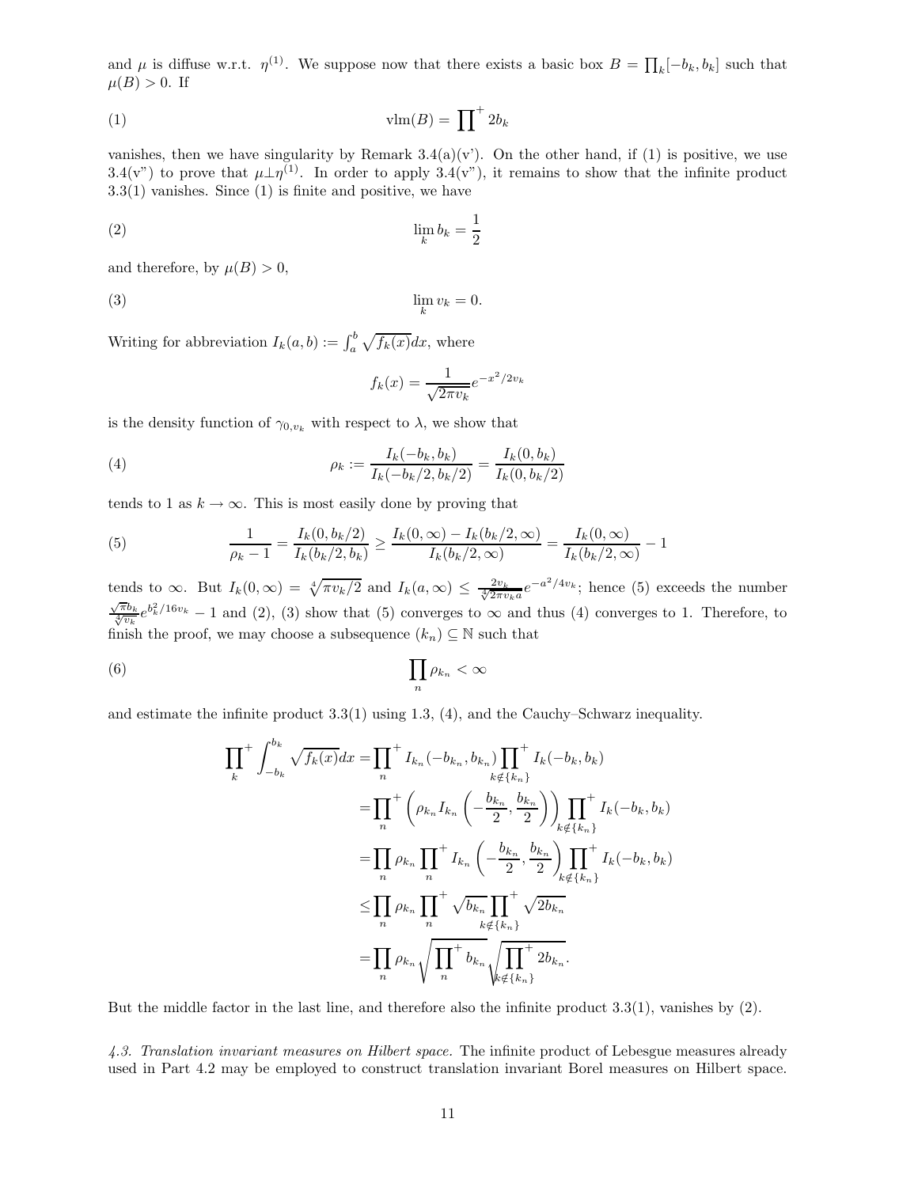and $\mu$ is diffuse w.r.t. $\eta^{(1)}$. We suppose now that there exists a basic box $B = \prod_k [-b_k, b_k]$ such that $\mu(B) > 0$. If

$$\text{vlm}(B) = \prod{}^{+} 2b_k \tag{1}$$

vanishes, then we have singularity by Remark 3.4(a)(v'). On the other hand, if (1) is positive, we use 3.4(v") to prove that $\mu \perp \eta^{(1)}$. In order to apply 3.4(v"), it remains to show that the infinite product 3.3(1) vanishes. Since (1) is finite and positive, we have

$$\lim_k b_k = \frac{1}{2} \tag{2}$$

and therefore, by $\mu(B) > 0$,

$$\lim_k v_k = 0. \tag{3}$$

Writing for abbreviation $I_k(a, b) := \int_a^b \sqrt{f_k(x)}dx$, where

$$f_k(x) = \frac{1}{\sqrt{2\pi v_k}} e^{-x^2/2v_k}$$

is the density function of $\gamma_{0,v_k}$ with respect to $\lambda$, we show that

$$\rho_k := \frac{I_k(-b_k, b_k)}{I_k(-b_k/2, b_k/2)} = \frac{I_k(0, b_k)}{I_k(0, b_k/2)} \tag{4}$$

tends to 1 as $k \to \infty$. This is most easily done by proving that

$$\frac{1}{\rho_k - 1} = \frac{I_k(0, b_k/2)}{I_k(b_k/2, b_k)} \geq \frac{I_k(0, \infty) - I_k(b_k/2, \infty)}{I_k(b_k/2, \infty)} = \frac{I_k(0, \infty)}{I_k(b_k/2, \infty)} - 1 \tag{5}$$

tends to $\infty$. But $I_k(0, \infty) = \sqrt[4]{\pi v_k/2}$ and $I_k(a, \infty) \leq \frac{2v_k}{\sqrt[4]{2\pi v_k} a} e^{-a^2/4v_k}$; hence (5) exceeds the number $\frac{\sqrt{\pi} b_k}{\sqrt[4]{v_k}} e^{b_k^2/16v_k} - 1$ and (2), (3) show that (5) converges to $\infty$ and thus (4) converges to 1. Therefore, to finish the proof, we may choose a subsequence $(k_n) \subseteq \mathbb{N}$ such that

$$\prod_n \rho_{k_n} < \infty \tag{6}$$

and estimate the infinite product 3.3(1) using 1.3, (4), and the Cauchy–Schwarz inequality.

$$\begin{aligned}
\prod_k{}^{+} \int_{-b_k}^{b_k} \sqrt{f_k(x)}dx &= \prod_n{}^{+} I_{k_n}(-b_{k_n}, b_{k_n}) \prod_{k \notin \{k_n\}}{}^{+} I_k(-b_k, b_k) \\
&= \prod_n{}^{+} \left( \rho_{k_n} I_{k_n} \left( -\frac{b_{k_n}}{2}, \frac{b_{k_n}}{2} \right) \right) \prod_{k \notin \{k_n\}}{}^{+} I_k(-b_k, b_k) \\
&= \prod_n \rho_{k_n} \prod_n{}^{+} I_{k_n} \left( -\frac{b_{k_n}}{2}, \frac{b_{k_n}}{2} \right) \prod_{k \notin \{k_n\}}{}^{+} I_k(-b_k, b_k) \\
&\leq \prod_n \rho_{k_n} \prod_n{}^{+} \sqrt{b_{k_n}} \prod_{k \notin \{k_n\}}{}^{+} \sqrt{2b_{k_n}} \\
&= \prod_n \rho_{k_n} \sqrt{\prod_n{}^{+} b_{k_n}} \sqrt{\prod_{k \notin \{k_n\}}{}^{+} 2b_{k_n}}.
\end{aligned}$$

But the middle factor in the last line, and therefore also the infinite product 3.3(1), vanishes by (2).

*4.3. Translation invariant measures on Hilbert space.* The infinite product of Lebesgue measures already used in Part 4.2 may be employed to construct translation invariant Borel measures on Hilbert space.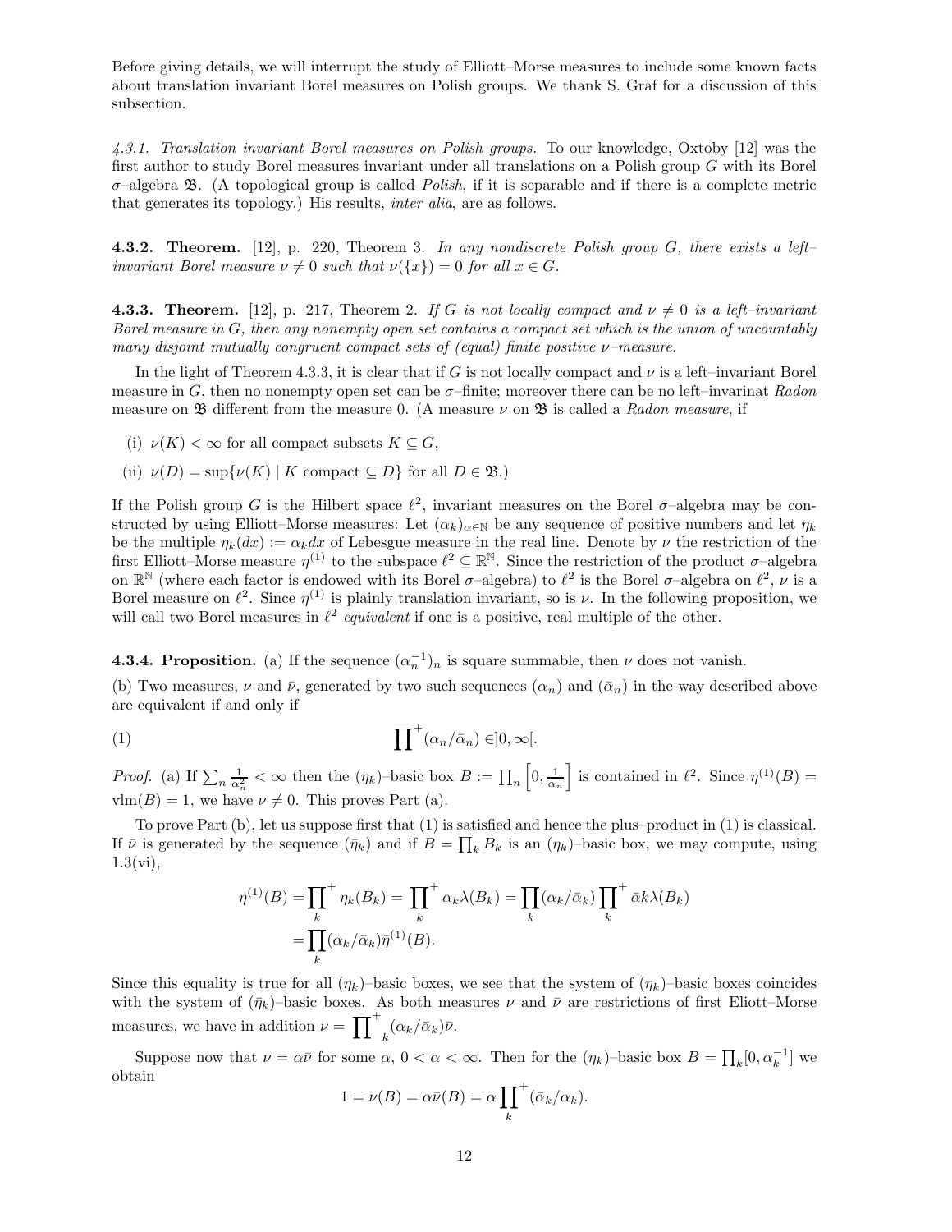Before giving details, we will interrupt the study of Elliott–Morse measures to include some known facts about translation invariant Borel measures on Polish groups. We thank S. Graf for a discussion of this subsection.

*4.3.1. Translation invariant Borel measures on Polish groups.* To our knowledge, Oxtoby [12] was the first author to study Borel measures invariant under all translations on a Polish group $G$ with its Borel $\sigma$–algebra $\mathfrak{B}$. (A topological group is called *Polish*, if it is separable and if there is a complete metric that generates its topology.) His results, *inter alia*, are as follows.

**4.3.2. Theorem.** [12], p. 220, Theorem 3. *In any nondiscrete Polish group $G$, there exists a left–invariant Borel measure $\nu \neq 0$ such that $\nu(\{x\}) = 0$ for all $x \in G$.*

**4.3.3. Theorem.** [12], p. 217, Theorem 2. *If $G$ is not locally compact and $\nu \neq 0$ is a left–invariant Borel measure in $G$, then any nonempty open set contains a compact set which is the union of uncountably many disjoint mutually congruent compact sets of (equal) finite positive $\nu$–measure.*

In the light of Theorem 4.3.3, it is clear that if $G$ is not locally compact and $\nu$ is a left–invariant Borel measure in $G$, then no nonempty open set can be $\sigma$–finite; moreover there can be no left–invarinat *Radon* measure on $\mathfrak{B}$ different from the measure 0. (A measure $\nu$ on $\mathfrak{B}$ is called a *Radon measure*, if

(i) $\nu(K) < \infty$ for all compact subsets $K \subseteq G$,

(ii) $\nu(D) = \sup\{\nu(K) \mid K \text{ compact} \subseteq D\}$ for all $D \in \mathfrak{B}$.)

If the Polish group $G$ is the Hilbert space $\ell^2$, invariant measures on the Borel $\sigma$–algebra may be constructed by using Elliott–Morse measures: Let $(\alpha_k)_{\alpha \in \mathbb{N}}$ be any sequence of positive numbers and let $\eta_k$ be the multiple $\eta_k(dx) := \alpha_k dx$ of Lebesgue measure in the real line. Denote by $\nu$ the restriction of the first Elliott–Morse measure $\eta^{(1)}$ to the subspace $\ell^2 \subseteq \mathbb{R}^{\mathbb{N}}$. Since the restriction of the product $\sigma$–algebra on $\mathbb{R}^{\mathbb{N}}$ (where each factor is endowed with its Borel $\sigma$–algebra) to $\ell^2$ is the Borel $\sigma$–algebra on $\ell^2$, $\nu$ is a Borel measure on $\ell^2$. Since $\eta^{(1)}$ is plainly translation invariant, so is $\nu$. In the following proposition, we will call two Borel measures in $\ell^2$ *equivalent* if one is a positive, real multiple of the other.

**4.3.4. Proposition.** (a) If the sequence $(\alpha_n^{-1})_n$ is square summable, then $\nu$ does not vanish.

(b) Two measures, $\nu$ and $\bar{\nu}$, generated by two such sequences $(\alpha_n)$ and $(\bar{\alpha}_n)$ in the way described above are equivalent if and only if

$$\prod{}^{+}(\alpha_n/\bar{\alpha}_n) \in ]0, \infty[. \tag{1}$$

*Proof.* (a) If $\sum_n \frac{1}{\alpha_n^2} < \infty$ then the $(\eta_k)$–basic box $B := \prod_n \left[0, \frac{1}{\alpha_n}\right]$ is contained in $\ell^2$. Since $\eta^{(1)}(B) = \mathrm{vlm}(B) = 1$, we have $\nu \neq 0$. This proves Part (a).

To prove Part (b), let us suppose first that (1) is satisfied and hence the plus–product in (1) is classical. If $\bar{\nu}$ is generated by the sequence $(\bar{\eta}_k)$ and if $B = \prod_k B_k$ is an $(\eta_k)$–basic box, we may compute, using 1.3(vi),

$$\begin{aligned}
\eta^{(1)}(B) &= \prod_k{}^{+} \eta_k(B_k) = \prod_k{}^{+} \alpha_k \lambda(B_k) = \prod_k (\alpha_k/\bar{\alpha}_k) \prod_k{}^{+} \bar{\alpha} k \lambda(B_k) \\
&= \prod_k (\alpha_k/\bar{\alpha}_k) \bar{\eta}^{(1)}(B).
\end{aligned}$$

Since this equality is true for all $(\eta_k)$–basic boxes, we see that the system of $(\eta_k)$–basic boxes coincides with the system of $(\bar{\eta}_k)$–basic boxes. As both measures $\nu$ and $\bar{\nu}$ are restrictions of first Eliott–Morse measures, we have in addition $\nu = \prod{}^{+}_k (\alpha_k/\bar{\alpha}_k)\bar{\nu}$.

Suppose now that $\nu = \alpha\bar{\nu}$ for some $\alpha$, $0 < \alpha < \infty$. Then for the $(\eta_k)$–basic box $B = \prod_k [0, \alpha_k^{-1}]$ we obtain

$$1 = \nu(B) = \alpha\bar{\nu}(B) = \alpha \prod_k{}^{+} (\bar{\alpha}_k/\alpha_k).$$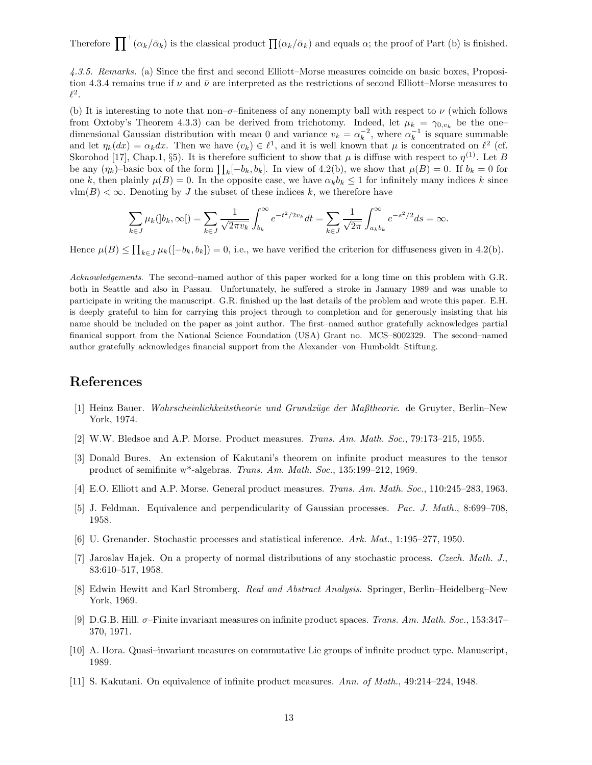Therefore $\prod^{+}(\alpha_k/\bar{\alpha}_k)$ is the classical product $\prod(\alpha_k/\bar{\alpha}_k)$ and equals $\alpha$; the proof of Part (b) is finished.

*4.3.5. Remarks.* (a) Since the first and second Elliott–Morse measures coincide on basic boxes, Proposition 4.3.4 remains true if $\nu$ and $\bar{\nu}$ are interpreted as the restrictions of second Elliott–Morse measures to $\ell^2$.

(b) It is interesting to note that non–$\sigma$–finiteness of any nonempty ball with respect to $\nu$ (which follows from Oxtoby's Theorem 4.3.3) can be derived from trichotomy. Indeed, let $\mu_k = \gamma_{0,v_k}$ be the one–dimensional Gaussian distribution with mean 0 and variance $v_k = \alpha_k^{-2}$, where $\alpha_k^{-1}$ is square summable and let $\eta_k(dx) = \alpha_k dx$. Then we have $(v_k) \in \ell^1$, and it is well known that $\mu$ is concentrated on $\ell^2$ (cf. Skorohod [17], Chap.1, §5). It is therefore sufficient to show that $\mu$ is diffuse with respect to $\eta^{(1)}$. Let $B$ be any $(\eta_k)$–basic box of the form $\prod_k[-b_k, b_k]$. In view of 4.2(b), we show that $\mu(B) = 0$. If $b_k = 0$ for one $k$, then plainly $\mu(B) = 0$. In the opposite case, we have $\alpha_k b_k \leq 1$ for infinitely many indices $k$ since $\mathrm{vlm}(B) < \infty$. Denoting by $J$ the subset of these indices $k$, we therefore have

$$\sum_{k\in J} \mu_k(]b_k, \infty[) = \sum_{k\in J} \frac{1}{\sqrt{2\pi v_k}} \int_{b_k}^{\infty} e^{-t^2/2v_k} dt = \sum_{k\in J} \frac{1}{\sqrt{2\pi}} \int_{a_k b_k}^{\infty} e^{-s^2/2} ds = \infty.$$

Hence $\mu(B) \leq \prod_{k\in J} \mu_k([-b_k, b_k]) = 0$, i.e., we have verified the criterion for diffuseness given in 4.2(b).

*Acknowledgements*. The second–named author of this paper worked for a long time on this problem with G.R. both in Seattle and also in Passau. Unfortunately, he suffered a stroke in January 1989 and was unable to participate in writing the manuscript. G.R. finished up the last details of the problem and wrote this paper. E.H. is deeply grateful to him for carrying this project through to completion and for generously insisting that his name should be included on the paper as joint author. The first–named author gratefully acknowledges partial finanical support from the National Science Foundation (USA) Grant no. MCS–8002329. The second–named author gratefully acknowledges financial support from the Alexander–von–Humboldt–Stiftung.

# References

[1] Heinz Bauer. *Wahrscheinlichkeitstheorie und Grundzüge der Maßtheorie*. de Gruyter, Berlin–New York, 1974.

[2] W.W. Bledsoe and A.P. Morse. Product measures. *Trans. Am. Math. Soc.*, 79:173–215, 1955.

[3] Donald Bures. An extension of Kakutani's theorem on infinite product measures to the tensor product of semifinite w*-algebras. *Trans. Am. Math. Soc.*, 135:199–212, 1969.

[4] E.O. Elliott and A.P. Morse. General product measures. *Trans. Am. Math. Soc.*, 110:245–283, 1963.

[5] J. Feldman. Equivalence and perpendicularity of Gaussian processes. *Pac. J. Math.*, 8:699–708, 1958.

[6] U. Grenander. Stochastic processes and statistical inference. *Ark. Mat.*, 1:195–277, 1950.

[7] Jaroslav Hajek. On a property of normal distributions of any stochastic process. *Czech. Math. J.*, 83:610–517, 1958.

[8] Edwin Hewitt and Karl Stromberg. *Real and Abstract Analysis*. Springer, Berlin–Heidelberg–New York, 1969.

[9] D.G.B. Hill. $\sigma$–Finite invariant measures on infinite product spaces. *Trans. Am. Math. Soc.*, 153:347–370, 1971.

[10] A. Hora. Quasi–invariant measures on commutative Lie groups of infinite product type. Manuscript, 1989.

[11] S. Kakutani. On equivalence of infinite product measures. *Ann. of Math.*, 49:214–224, 1948.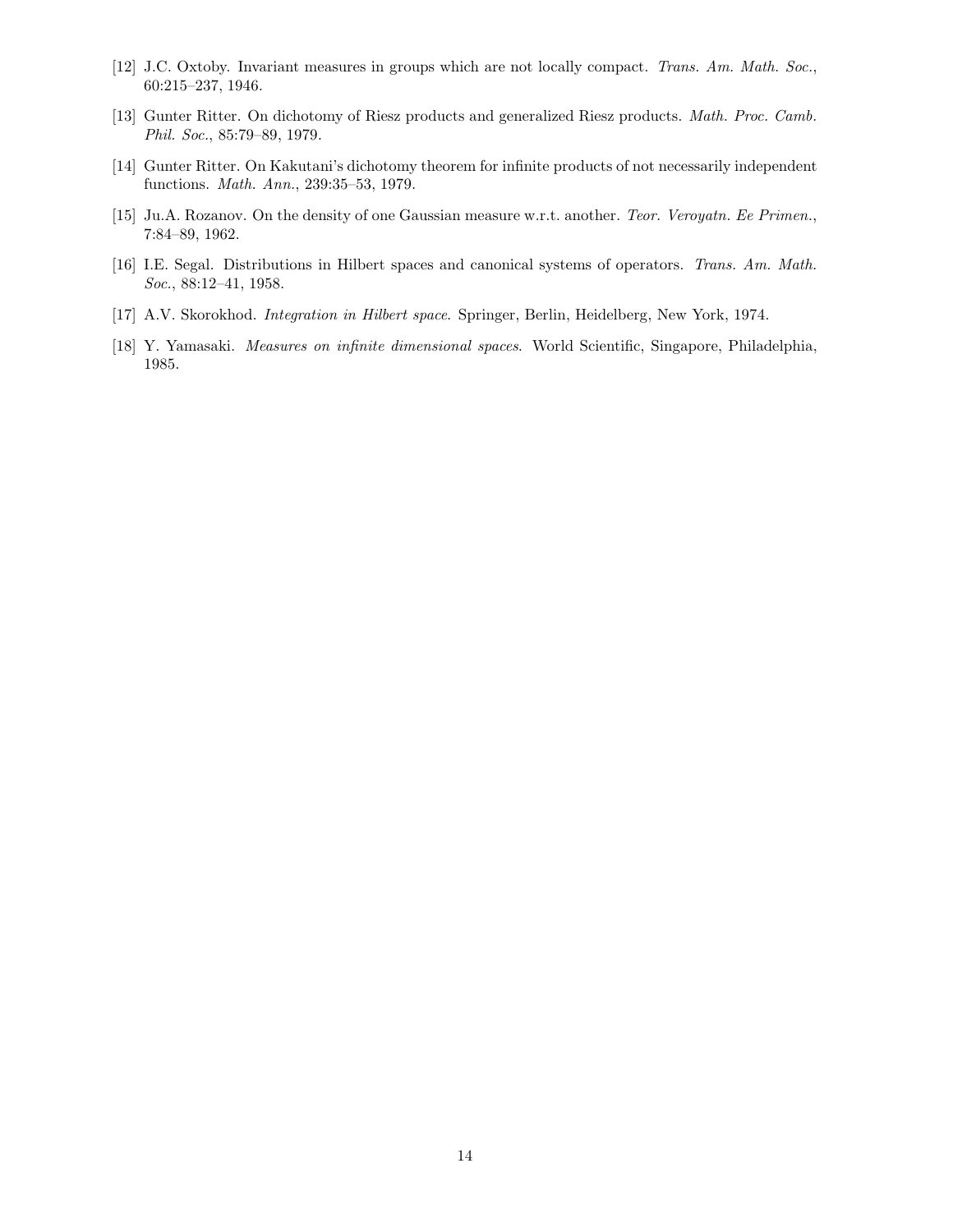[12] J.C. Oxtoby. Invariant measures in groups which are not locally compact. *Trans. Am. Math. Soc.*, 60:215–237, 1946.

[13] Gunter Ritter. On dichotomy of Riesz products and generalized Riesz products. *Math. Proc. Camb. Phil. Soc.*, 85:79–89, 1979.

[14] Gunter Ritter. On Kakutani's dichotomy theorem for infinite products of not necessarily independent functions. *Math. Ann.*, 239:35–53, 1979.

[15] Ju.A. Rozanov. On the density of one Gaussian measure w.r.t. another. *Teor. Veroyatn. Ee Primen.*, 7:84–89, 1962.

[16] I.E. Segal. Distributions in Hilbert spaces and canonical systems of operators. *Trans. Am. Math. Soc.*, 88:12–41, 1958.

[17] A.V. Skorokhod. *Integration in Hilbert space*. Springer, Berlin, Heidelberg, New York, 1974.

[18] Y. Yamasaki. *Measures on infinite dimensional spaces*. World Scientific, Singapore, Philadelphia, 1985.